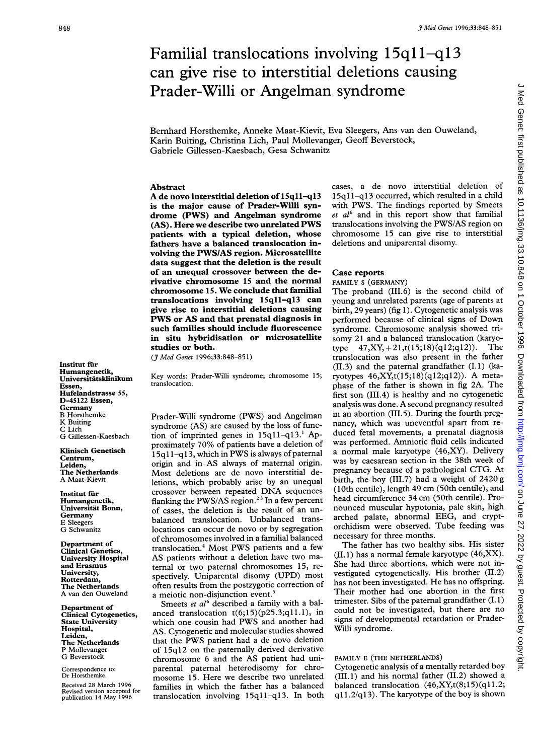# Familial translocations involving 15q11–q13 can give rise to interstitial deletions causing Prader-Willi or Angelman syndrome

Bernhard Horsthemke, Anneke Maat-Kievit, Eva Sleegers, Ans van den Ouweland, Karin Buiting, Christina Lich, Paul Mollevanger, Geoff Beverstock, Gabriele Gillessen-Kaesbach, Gesa Schwanitz

## Abstract

**A de novo interstitial deletion of 15q11–q13 is the major cause of Prader-Willi syndrome (PWS) and Angelman syndrome (AS). Here we describe two unrelated PWS patients with a typical deletion, whose fathers have a balanced translocation involving the PWS/AS region. Microsatellite data suggest that the deletion is the result of an unequal crossover between the derivative chromosome 15 and the normal chromosome 15. We conclude that familial translocations involving 15q11–q13 can give rise to interstitial deletions causing PWS or AS and that prenatal diagnosis in such families should include fluorescence in situ hybridisation or microsatellite studies or both.**

(*J Med Genet* 1996;**33**:848–851)

Key words: Prader-Willi syndrome; chromosome 15; translocation.

Institut für Humangenetik, Universitätsklinikum Essen, Hufelandstrasse 55, D-45122 Essen, Germany
B Horsthemke
K Buiting
C Lich
G Gillessen-Kaesbach

Klinisch Genetisch Centrum, Leiden, The Netherlands
A Maat-Kievit

Institut für Humangenetik, Universität Bonn, Germany
E Sleegers
G Schwanitz

Department of Clinical Genetics, University Hospital and Erasmus University, Rotterdam, The Netherlands
A van den Ouweland

Department of Clinical Cytogenetics, State University Hospital, Leiden, The Netherlands
P Mollevanger
G Beverstock

Correspondence to: Dr Horsthemke.

Received 28 March 1996
Revised version accepted for publication 14 May 1996

Prader-Willi syndrome (PWS) and Angelman syndrome (AS) are caused by the loss of function of imprinted genes in 15q11–q13.[1] Approximately 70% of patients have a deletion of 15q11–q13, which in PWS is always of paternal origin and in AS always of maternal origin. Most deletions are de novo interstitial deletions, which probably arise by an unequal crossover between repeated DNA sequences flanking the PWS/AS region.[2,3] In a few percent of cases, the deletion is the result of an unbalanced translocation. Unbalanced translocations can occur de novo or by segregation of chromosomes involved in a familial balanced translocation.[4] Most PWS patients and a few AS patients without a deletion have two maternal or two paternal chromosomes 15, respectively. Uniparental disomy (UPD) most often results from the postzygotic correction of a meiotic non-disjunction event.[5]

Smeets *et al*[6] described a family with a balanced translocation t(6;15)(p25.3;q11.1), in which one cousin had PWS and another had AS. Cytogenetic and molecular studies showed that the PWS patient had a de novo deletion of 15q12 on the paternally derived derivative chromosome 6 and the AS patient had uniparental paternal heterodisomy for chromosome 15. Here we describe two unrelated families in which the father has a balanced translocation involving 15q11–q13. In both cases, a de novo interstitial deletion of 15q11–q13 occurred, which resulted in a child with PWS. The findings reported by Smeets *et al*[6] and in this report show that familial translocations involving the PWS/AS region on chromosome 15 can give rise to interstitial deletions and uniparental disomy.

## Case reports

### FAMILY S (GERMANY)

The proband (III.6) is the second child of young and unrelated parents (age of parents at birth, 29 years) (fig 1). Cytogenetic analysis was performed because of clinical signs of Down syndrome. Chromosome analysis showed trisomy 21 and a balanced translocation (karyotype 47,XY,+21,t(15;18)(q12;q12)). The translocation was also present in the father (II.3) and the paternal grandfather (I.1) (karyotypes 46,XY,t(15;18)(q12;q12)). A metaphase of the father is shown in fig 2A. The first son (III.4) is healthy and no cytogenetic analysis was done. A second pregnancy resulted in an abortion (III.5). During the fourth pregnancy, which was uneventful apart from reduced fetal movements, a prenatal diagnosis was performed. Amniotic fluid cells indicated a normal male karyotype (46,XY). Delivery was by caesarean section in the 38th week of pregnancy because of a pathological CTG. At birth, the boy (III.7) had a weight of 2420 g (10th centile), length 49 cm (50th centile), and head circumference 34 cm (50th centile). Pronounced muscular hypotonia, pale skin, high arched palate, abnormal EEG, and cryptorchidism were observed. Tube feeding was necessary for three months.

The father has two healthy sibs. His sister (II.1) has a normal female karyotype (46,XX). She had three abortions, which were not investigated cytogenetically. His brother (II.2) has not been investigated. He has no offspring. Their mother had one abortion in the first trimester. Sibs of the paternal grandfather (I.1) could not be investigated, but there are no signs of developmental retardation or Prader-Willi syndrome.

### FAMILY E (THE NETHERLANDS)

Cytogenetic analysis of a mentally retarded boy (III.1) and his normal father (II.2) showed a balanced translocation (46,XY,t(8;15)(q11.2;q11.2/q13). The karyotype of the boy is shown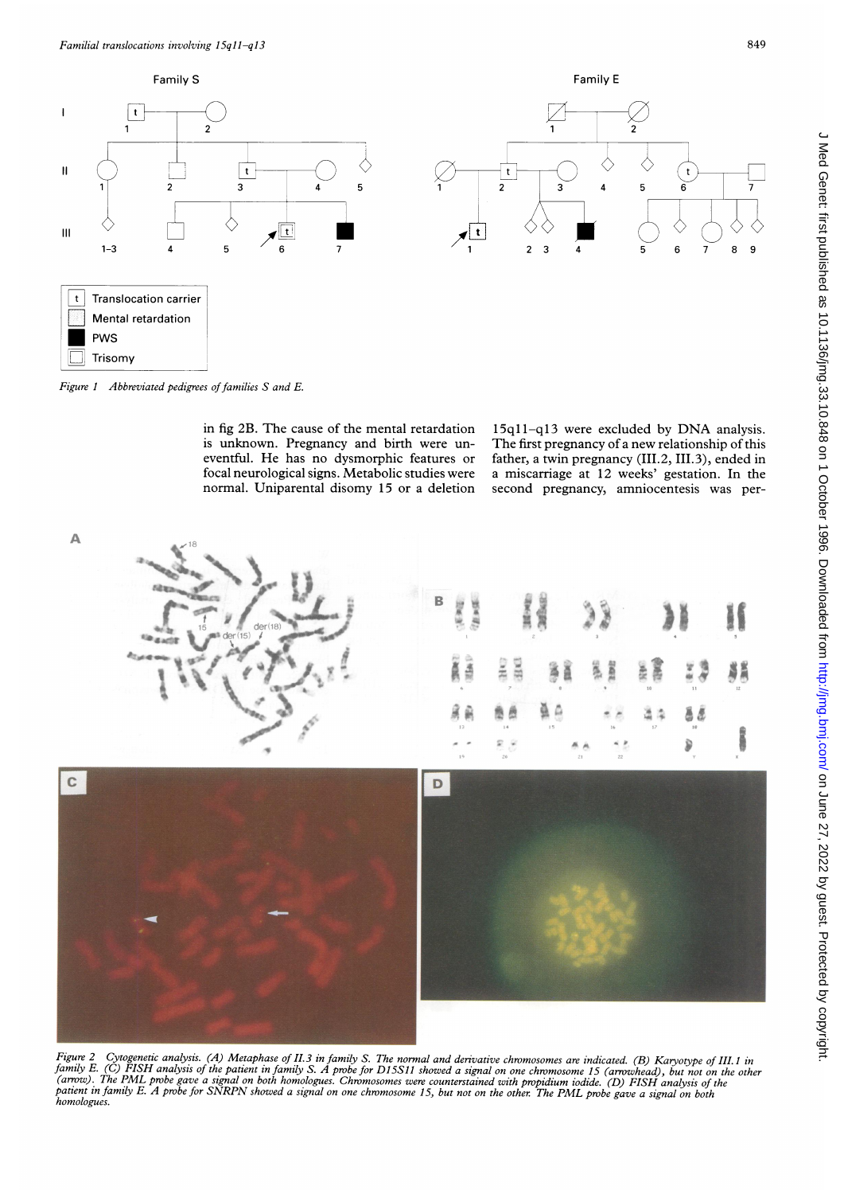Figure 1 *Abbreviated pedigrees of families S and E.*

in fig 2B. The cause of the mental retardation is unknown. Pregnancy and birth were uneventful. He has no dysmorphic features or focal neurological signs. Metabolic studies were normal. Uniparental disomy 15 or a deletion 15q11–q13 were excluded by DNA analysis. The first pregnancy of a new relationship of this father, a twin pregnancy (III.2, III.3), ended in a miscarriage at 12 weeks' gestation. In the second pregnancy, amniocentesis was per-

Figure 2 *Cytogenetic analysis. (A) Metaphase of II.3 in family S. The normal and derivative chromosomes are indicated. (B) Karyotype of III.1 in family E. (C) FISH analysis of the patient in family S. A probe for D15S11 showed a signal on one chromosome 15 (arrowhead), but not on the other (arrow). The PML probe gave a signal on both homologues. Chromosomes were counterstained with propidium iodide. (D) FISH analysis of the patient in family E. A probe for SNRPN showed a signal on one chromosome 15, but not on the other. The PML probe gave a signal on both homologues.*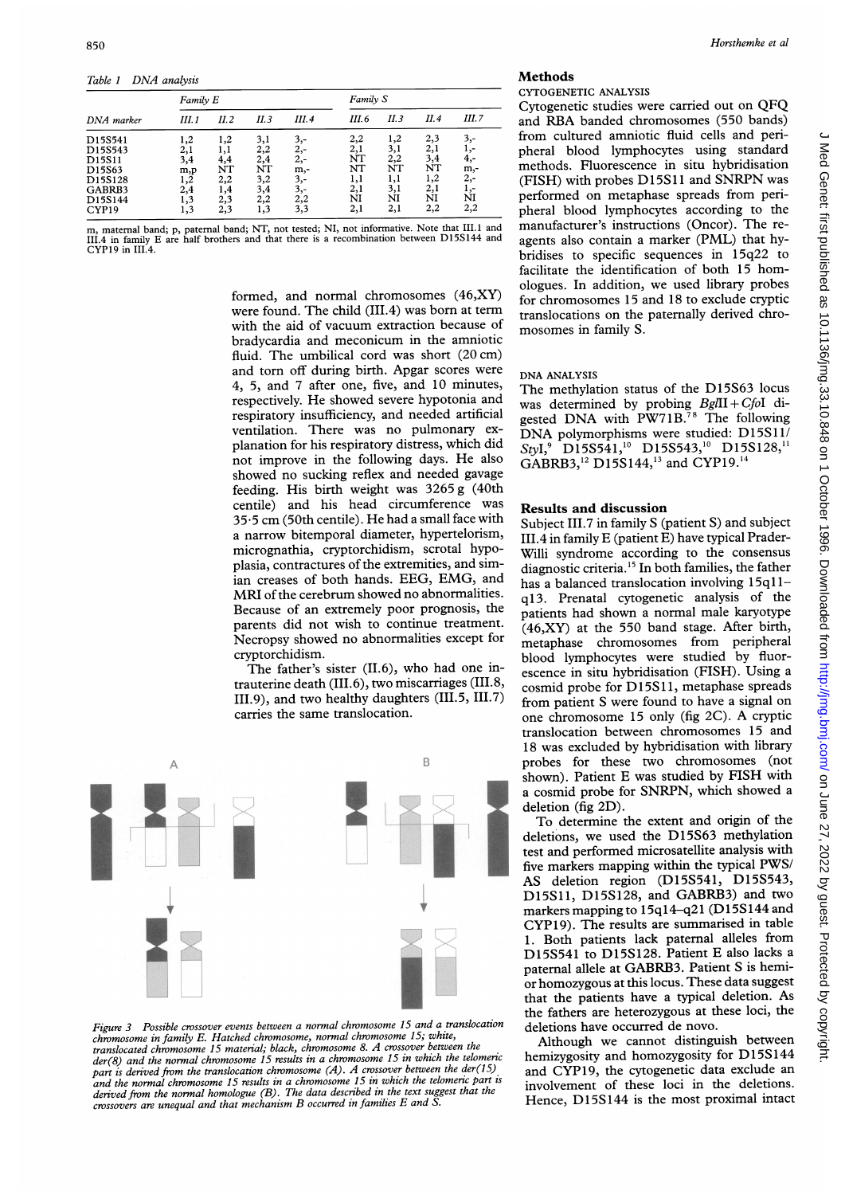*Table 1 DNA analysis*

| DNA marker | Family E | | | | Family S | | | |
|---|---|---|---|---|---|---|---|---|
| | III.1 | II.2 | II.3 | III.4 | III.6 | II.3 | II.4 | III.7 |
| D15S541 | 1,2 | 1,2 | 3,1 | 3,- | 2,2 | 1,2 | 2,3 | 3,- |
| D15S543 | 2,1 | 1,1 | 2,2 | 2,- | 2,1 | 3,1 | 2,1 | 1,- |
| D15S11 | 3,4 | 4,4 | 2,4 | 2,- | NT | 2,2 | 3,4 | 4,- |
| D15S63 | m,p | NT | NT | m,- | NT | NT | NT | m,- |
| D15S128 | 1,2 | 2,2 | 3,2 | 3,- | 1,1 | 1,1 | 1,2 | 2,- |
| GABRB3 | 2,4 | 1,4 | 3,4 | 3,- | 2,1 | 3,1 | 2,1 | 1,- |
| D15S144 | 1,3 | 2,3 | 2,2 | 2,2 | NI | NI | NI | NI |
| CYP19 | 1,3 | 2,3 | 1,3 | 3,3 | 2,1 | 2,1 | 2,2 | 2,2 |

m, maternal band; p, paternal band; NT, not tested; NI, not informative. Note that III.1 and III.4 in family E are half brothers and that there is a recombination between D15S144 and CYP19 in III.4.

formed, and normal chromosomes (46,XY) were found. The child (III.4) was born at term with the aid of vacuum extraction because of bradycardia and meconicum in the amniotic fluid. The umbilical cord was short (20 cm) and torn off during birth. Apgar scores were 4, 5, and 7 after one, five, and 10 minutes, respectively. He showed severe hypotonia and respiratory insufficiency, and needed artificial ventilation. There was no pulmonary explanation for his respiratory distress, which did not improve in the following days. He also showed no sucking reflex and needed gavage feeding. His birth weight was 3265 g (40th centile) and his head circumference was 35·5 cm (50th centile). He had a small face with a narrow bitemporal diameter, hypertelorism, micrognathia, cryptorchidism, scrotal hypoplasia, contractures of the extremities, and simian creases of both hands. EEG, EMG, and MRI of the cerebrum showed no abnormalities. Because of an extremely poor prognosis, the parents did not wish to continue treatment. Necropsy showed no abnormalities except for cryptorchidism.

The father's sister (II.6), who had one intrauterine death (III.6), two miscarriages (III.8, III.9), and two healthy daughters (III.5, III.7) carries the same translocation.

*Figure 3 Possible crossover events between a normal chromosome 15 and a translocation chromosome in family E. Hatched chromosome, normal chromosome 15; white, translocated chromosome 15 material; black, chromosome 8. A crossover between the der(8) and the normal chromosome 15 results in a chromosome 15 in which the telomeric part is derived from the translocation chromosome (A). A crossover between the der(15) and the normal chromosome 15 results in a chromosome 15 in which the telomeric part is derived from the normal homologue (B). The data described in the text suggest that the crossovers are unequal and that mechanism B occurred in families E and S.*

## Methods

### CYTOGENETIC ANALYSIS

Cytogenetic studies were carried out on QFQ and RBA banded chromosomes (550 bands) from cultured amniotic fluid cells and peripheral blood lymphocytes using standard methods. Fluorescence in situ hybridisation (FISH) with probes D15S11 and SNRPN was performed on metaphase spreads from peripheral blood lymphocytes according to the manufacturer's instructions (Oncor). The reagents also contain a marker (PML) that hybridises to specific sequences in 15q22 to facilitate the identification of both 15 homologues. In addition, we used library probes for chromosomes 15 and 18 to exclude cryptic translocations on the paternally derived chromosomes in family S.

### DNA ANALYSIS

The methylation status of the D15S63 locus was determined by probing *Bgl*II+*Cfo*I digested DNA with PW71B.[7,8] The following DNA polymorphisms were studied: D15S11/*Sty*I,[9] D15S541,[10] D15S543,[10] D15S128,[11] GABRB3,[12] D15S144,[13] and CYP19.[14]

## Results and discussion

Subject III.7 in family S (patient S) and subject III.4 in family E (patient E) have typical Prader-Willi syndrome according to the consensus diagnostic criteria.[15] In both families, the father has a balanced translocation involving 15q11–q13. Prenatal cytogenetic analysis of the patients had shown a normal male karyotype (46,XY) at the 550 band stage. After birth, metaphase chromosomes from peripheral blood lymphocytes were studied by fluorescence in situ hybridisation (FISH). Using a cosmid probe for D15S11, metaphase spreads from patient S were found to have a signal on one chromosome 15 only (fig 2C). A cryptic translocation between chromosomes 15 and 18 was excluded by hybridisation with library probes for these two chromosomes (not shown). Patient E was studied by FISH with a cosmid probe for SNRPN, which showed a deletion (fig 2D).

To determine the extent and origin of the deletions, we used the D15S63 methylation test and performed microsatellite analysis with five markers mapping within the typical PWS/AS deletion region (D15S541, D15S543, D15S11, D15S128, and GABRB3) and two markers mapping to 15q14–q21 (D15S144 and CYP19). The results are summarised in table 1. Both patients lack paternal alleles from D15S541 to D15S128. Patient E also lacks a paternal allele at GABRB3. Patient S is hemi- or homozygous at this locus. These data suggest that the patients have a typical deletion. As the fathers are heterozygous at these loci, the deletions have occurred de novo.

Although we cannot distinguish between hemizygosity and homozygosity for D15S144 and CYP19, the cytogenetic data exclude an involvement of these loci in the deletions. Hence, D15S144 is the most proximal intact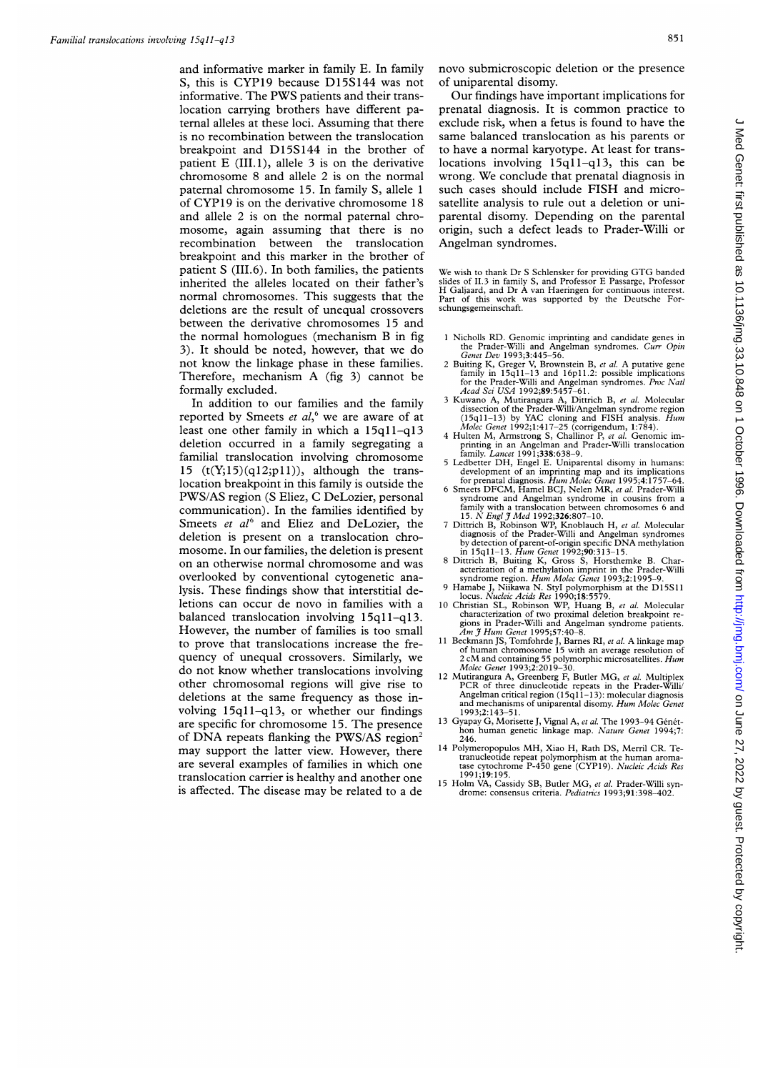and informative marker in family E. In family S, this is CYP19 because D15S144 was not informative. The PWS patients and their translocation carrying brothers have different paternal alleles at these loci. Assuming that there is no recombination between the translocation breakpoint and D15S144 in the brother of patient E (III.1), allele 3 is on the derivative chromosome 8 and allele 2 is on the normal paternal chromosome 15. In family S, allele 1 of CYP19 is on the derivative chromosome 18 and allele 2 is on the normal paternal chromosome, again assuming that there is no recombination between the translocation breakpoint and this marker in the brother of patient S (III.6). In both families, the patients inherited the alleles located on their father's normal chromosomes. This suggests that the deletions are the result of unequal crossovers between the derivative chromosomes 15 and the normal homologues (mechanism B in fig 3). It should be noted, however, that we do not know the linkage phase in these families. Therefore, mechanism A (fig 3) cannot be formally excluded.

In addition to our families and the family reported by Smeets *et al*,[6] we are aware of at least one other family in which a 15q11–q13 deletion occurred in a family segregating a familial translocation involving chromosome 15 (t(Y;15)(q12;p11)), although the translocation breakpoint in this family is outside the PWS/AS region (S Eliez, C DeLozier, personal communication). In the families identified by Smeets *et al*[6] and Eliez and DeLozier, the deletion is present on a translocation chromosome. In our families, the deletion is present on an otherwise normal chromosome and was overlooked by conventional cytogenetic analysis. These findings show that interstitial deletions can occur de novo in families with a balanced translocation involving 15q11–q13. However, the number of families is too small to prove that translocations increase the frequency of unequal crossovers. Similarly, we do not know whether translocations involving other chromosomal regions will give rise to deletions at the same frequency as those involving 15q11–q13, or whether our findings are specific for chromosome 15. The presence of DNA repeats flanking the PWS/AS region[2] may support the latter view. However, there are several examples of families in which one translocation carrier is healthy and another one is affected. The disease may be related to a de novo submicroscopic deletion or the presence of uniparental disomy.

Our findings have important implications for prenatal diagnosis. It is common practice to exclude risk, when a fetus is found to have the same balanced translocation as his parents or to have a normal karyotype. At least for translocations involving 15q11–q13, this can be wrong. We conclude that prenatal diagnosis in such cases should include FISH and microsatellite analysis to rule out a deletion or uniparental disomy. Depending on the parental origin, such a defect leads to Prader-Willi or Angelman syndromes.

We wish to thank Dr S Schlensker for providing GTG banded slides of II.3 in family S, and Professor E Passarge, Professor H Galjaard, and Dr A van Haeringen for continuous interest. Part of this work was supported by the Deutsche Forschungsgemeinschaft.

1. Nicholls RD. Genomic imprinting and candidate genes in the Prader-Willi and Angelman syndromes. *Curr Opin Genet Dev* 1993;**3**:445–56.
2. Buiting K, Greger V, Brownstein B, *et al*. A putative gene family in 15q11–13 and 16p11.2: possible implications for the Prader-Willi and Angelman syndromes. *Proc Natl Acad Sci USA* 1992;**89**:5457–61.
3. Kuwano A, Mutirangura A, Dittrich B, *et al*. Molecular dissection of the Prader-Willi/Angelman syndrome region (15q11–13) by YAC cloning and FISH analysis. *Hum Molec Genet* 1992;**1**:417–25 (corrigendum, **1**:784).
4. Hulten M, Armstrong S, Challinor P, *et al*. Genomic imprinting in an Angelman and Prader-Willi translocation family. *Lancet* 1991;**338**:638–9.
5. Ledbetter DH, Engel E. Uniparental disomy in humans: development of an imprinting map and its implications for prenatal diagnosis. *Hum Molec Genet* 1995;**4**:1757–64.
6. Smeets DFCM, Hamel BCJ, Nelen MR, *et al*. Prader-Willi syndrome and Angelman syndrome in cousins from a family with a translocation between chromosomes 6 and 15. *N Engl J Med* 1992;**326**:807–10.
7. Dittrich B, Robinson WP, Knoblauch H, *et al*. Molecular diagnosis of the Prader-Willi and Angelman syndromes by detection of parent-of-origin specific DNA methylation in 15q11–13. *Hum Genet* 1992;**90**:313–15.
8. Dittrich B, Buiting K, Gross S, Horsthemke B. Characterization of a methylation imprint in the Prader-Willi syndrome region. *Hum Molec Genet* 1993;**2**:1995–9.
9. Hamabe J, Niikawa N. StyI polymorphism at the D15S11 locus. *Nucleic Acids Res* 1990;**18**:5579.
10. Christian SL, Robinson WP, Huang B, *et al*. Molecular characterization of two proximal deletion breakpoint regions in Prader-Willi and Angelman syndrome patients. *Am J Hum Genet* 1995;**57**:40–8.
11. Beckmann JS, Tomfohrde J, Barnes RI, *et al*. A linkage map of human chromosome 15 with an average resolution of 2 cM and containing 55 polymorphic microsatellites. *Hum Molec Genet* 1993;**2**:2019–30.
12. Mutirangura A, Greenberg F, Butler MG, *et al*. Multiplex PCR of three dinucleotide repeats in the Prader-Willi/Angelman critical region (15q11–13): molecular diagnosis and mechanisms of uniparental disomy. *Hum Molec Genet* 1993;**2**:143–51.
13. Gyapay G, Morisette J, Vignal A, *et al*. The 1993–94 Généthon human genetic linkage map. *Nature Genet* 1994;**7**:246.
14. Polymeropoulos MH, Xiao H, Rath DS, Merril CR. Tetranucleotide repeat polymorphism at the human aromatase cytochrome P-450 gene (CYP19). *Nucleic Acids Res* 1991;**19**:195.
15. Holm VA, Cassidy SB, Butler MG, *et al*. Prader-Willi syndrome: consensus criteria. *Pediatrics* 1993;**91**:398–402.